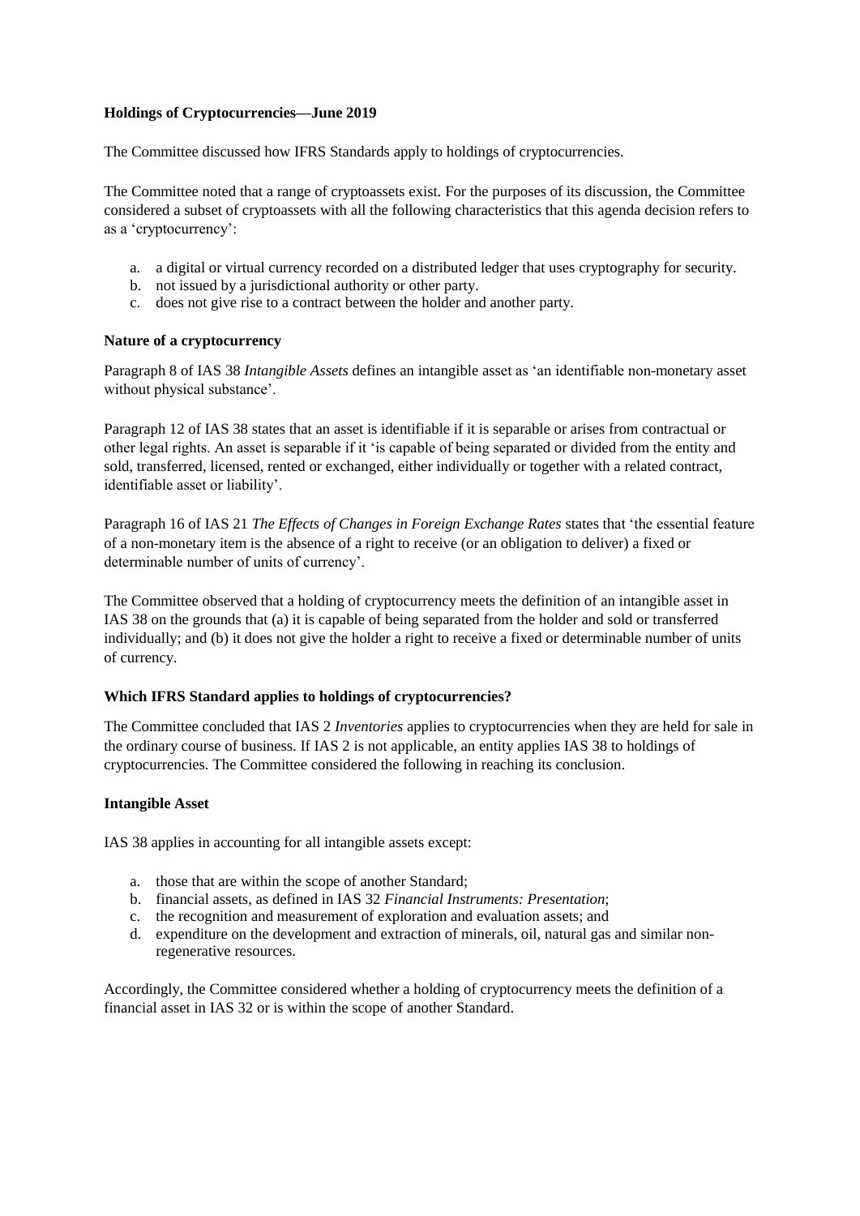**Holdings of Cryptocurrencies—June 2019**

The Committee discussed how IFRS Standards apply to holdings of cryptocurrencies.

The Committee noted that a range of cryptoassets exist. For the purposes of its discussion, the Committee considered a subset of cryptoassets with all the following characteristics that this agenda decision refers to as a 'cryptocurrency':

a. a digital or virtual currency recorded on a distributed ledger that uses cryptography for security.
b. not issued by a jurisdictional authority or other party.
c. does not give rise to a contract between the holder and another party.

**Nature of a cryptocurrency**

Paragraph 8 of IAS 38 *Intangible Assets* defines an intangible asset as 'an identifiable non-monetary asset without physical substance'.

Paragraph 12 of IAS 38 states that an asset is identifiable if it is separable or arises from contractual or other legal rights. An asset is separable if it 'is capable of being separated or divided from the entity and sold, transferred, licensed, rented or exchanged, either individually or together with a related contract, identifiable asset or liability'.

Paragraph 16 of IAS 21 *The Effects of Changes in Foreign Exchange Rates* states that 'the essential feature of a non-monetary item is the absence of a right to receive (or an obligation to deliver) a fixed or determinable number of units of currency'.

The Committee observed that a holding of cryptocurrency meets the definition of an intangible asset in IAS 38 on the grounds that (a) it is capable of being separated from the holder and sold or transferred individually; and (b) it does not give the holder a right to receive a fixed or determinable number of units of currency.

**Which IFRS Standard applies to holdings of cryptocurrencies?**

The Committee concluded that IAS 2 *Inventories* applies to cryptocurrencies when they are held for sale in the ordinary course of business. If IAS 2 is not applicable, an entity applies IAS 38 to holdings of cryptocurrencies. The Committee considered the following in reaching its conclusion.

**Intangible Asset**

IAS 38 applies in accounting for all intangible assets except:

a. those that are within the scope of another Standard;
b. financial assets, as defined in IAS 32 *Financial Instruments: Presentation*;
c. the recognition and measurement of exploration and evaluation assets; and
d. expenditure on the development and extraction of minerals, oil, natural gas and similar non-regenerative resources.

Accordingly, the Committee considered whether a holding of cryptocurrency meets the definition of a financial asset in IAS 32 or is within the scope of another Standard.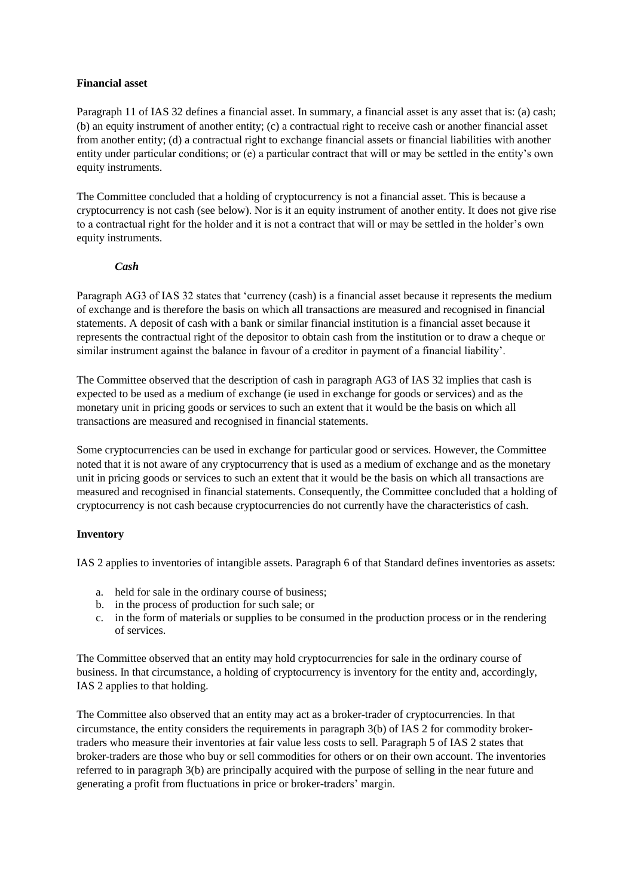**Financial asset**

Paragraph 11 of IAS 32 defines a financial asset. In summary, a financial asset is any asset that is: (a) cash; (b) an equity instrument of another entity; (c) a contractual right to receive cash or another financial asset from another entity; (d) a contractual right to exchange financial assets or financial liabilities with another entity under particular conditions; or (e) a particular contract that will or may be settled in the entity's own equity instruments.

The Committee concluded that a holding of cryptocurrency is not a financial asset. This is because a cryptocurrency is not cash (see below). Nor is it an equity instrument of another entity. It does not give rise to a contractual right for the holder and it is not a contract that will or may be settled in the holder's own equity instruments.

***Cash***

Paragraph AG3 of IAS 32 states that 'currency (cash) is a financial asset because it represents the medium of exchange and is therefore the basis on which all transactions are measured and recognised in financial statements. A deposit of cash with a bank or similar financial institution is a financial asset because it represents the contractual right of the depositor to obtain cash from the institution or to draw a cheque or similar instrument against the balance in favour of a creditor in payment of a financial liability'.

The Committee observed that the description of cash in paragraph AG3 of IAS 32 implies that cash is expected to be used as a medium of exchange (ie used in exchange for goods or services) and as the monetary unit in pricing goods or services to such an extent that it would be the basis on which all transactions are measured and recognised in financial statements.

Some cryptocurrencies can be used in exchange for particular good or services. However, the Committee noted that it is not aware of any cryptocurrency that is used as a medium of exchange and as the monetary unit in pricing goods or services to such an extent that it would be the basis on which all transactions are measured and recognised in financial statements. Consequently, the Committee concluded that a holding of cryptocurrency is not cash because cryptocurrencies do not currently have the characteristics of cash.

**Inventory**

IAS 2 applies to inventories of intangible assets. Paragraph 6 of that Standard defines inventories as assets:

a. held for sale in the ordinary course of business;
b. in the process of production for such sale; or
c. in the form of materials or supplies to be consumed in the production process or in the rendering of services.

The Committee observed that an entity may hold cryptocurrencies for sale in the ordinary course of business. In that circumstance, a holding of cryptocurrency is inventory for the entity and, accordingly, IAS 2 applies to that holding.

The Committee also observed that an entity may act as a broker-trader of cryptocurrencies. In that circumstance, the entity considers the requirements in paragraph 3(b) of IAS 2 for commodity broker-traders who measure their inventories at fair value less costs to sell. Paragraph 5 of IAS 2 states that broker-traders are those who buy or sell commodities for others or on their own account. The inventories referred to in paragraph 3(b) are principally acquired with the purpose of selling in the near future and generating a profit from fluctuations in price or broker-traders' margin.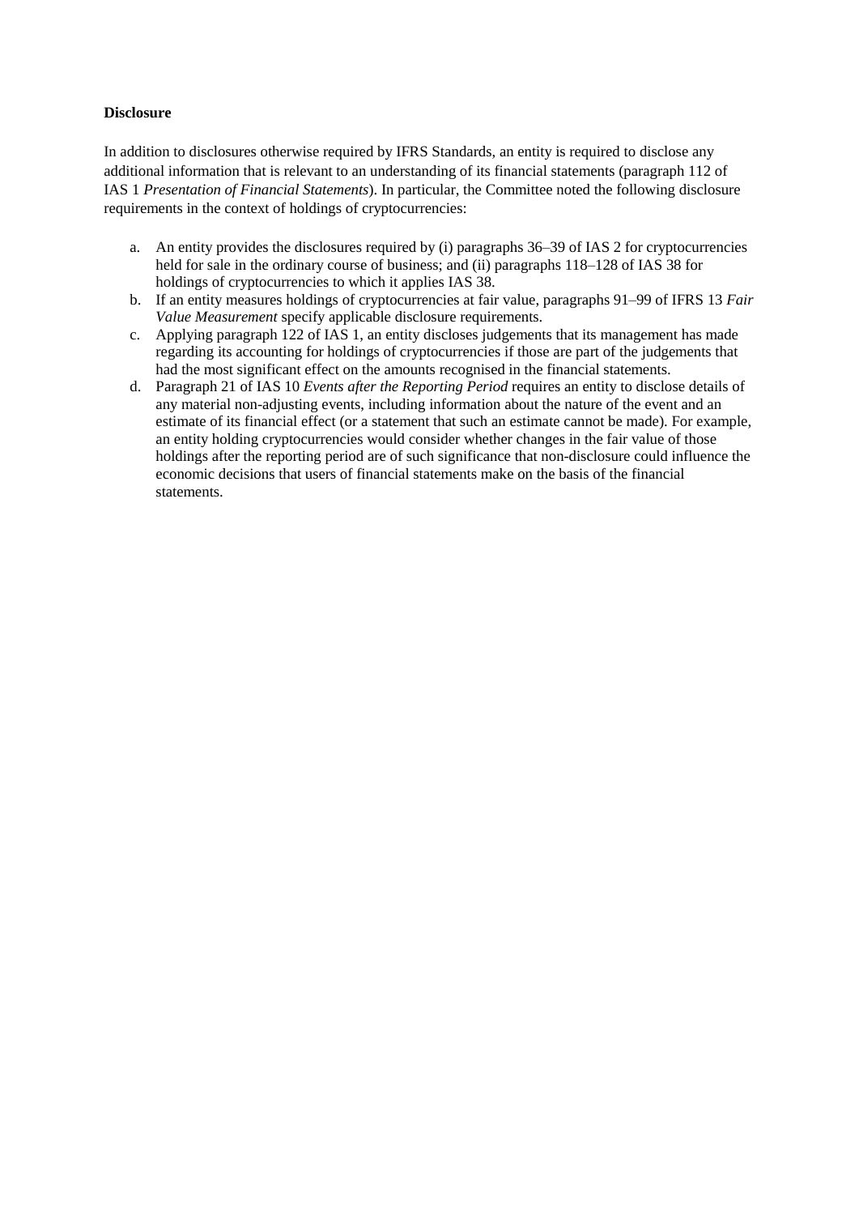**Disclosure**

In addition to disclosures otherwise required by IFRS Standards, an entity is required to disclose any additional information that is relevant to an understanding of its financial statements (paragraph 112 of IAS 1 *Presentation of Financial Statements*). In particular, the Committee noted the following disclosure requirements in the context of holdings of cryptocurrencies:

a. An entity provides the disclosures required by (i) paragraphs 36–39 of IAS 2 for cryptocurrencies held for sale in the ordinary course of business; and (ii) paragraphs 118–128 of IAS 38 for holdings of cryptocurrencies to which it applies IAS 38.
b. If an entity measures holdings of cryptocurrencies at fair value, paragraphs 91–99 of IFRS 13 *Fair Value Measurement* specify applicable disclosure requirements.
c. Applying paragraph 122 of IAS 1, an entity discloses judgements that its management has made regarding its accounting for holdings of cryptocurrencies if those are part of the judgements that had the most significant effect on the amounts recognised in the financial statements.
d. Paragraph 21 of IAS 10 *Events after the Reporting Period* requires an entity to disclose details of any material non-adjusting events, including information about the nature of the event and an estimate of its financial effect (or a statement that such an estimate cannot be made). For example, an entity holding cryptocurrencies would consider whether changes in the fair value of those holdings after the reporting period are of such significance that non-disclosure could influence the economic decisions that users of financial statements make on the basis of the financial statements.